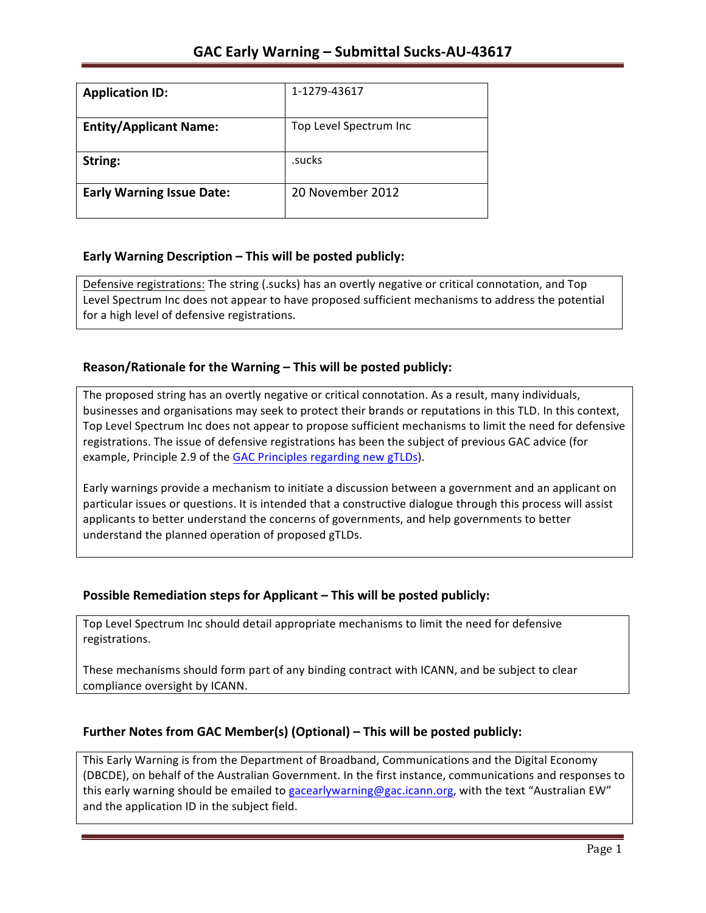# GAC Early Warning – Submittal Sucks-AU-43617

| **Application ID:** | 1-1279-43617 |
|---|---|
| **Entity/Applicant Name:** | Top Level Spectrum Inc |
| **String:** | .sucks |
| **Early Warning Issue Date:** | 20 November 2012 |

## Early Warning Description – This will be posted publicly:

Defensive registrations: The string (.sucks) has an overtly negative or critical connotation, and Top Level Spectrum Inc does not appear to have proposed sufficient mechanisms to address the potential for a high level of defensive registrations.

## Reason/Rationale for the Warning – This will be posted publicly:

The proposed string has an overtly negative or critical connotation. As a result, many individuals, businesses and organisations may seek to protect their brands or reputations in this TLD. In this context, Top Level Spectrum Inc does not appear to propose sufficient mechanisms to limit the need for defensive registrations. The issue of defensive registrations has been the subject of previous GAC advice (for example, Principle 2.9 of the GAC Principles regarding new gTLDs).

Early warnings provide a mechanism to initiate a discussion between a government and an applicant on particular issues or questions. It is intended that a constructive dialogue through this process will assist applicants to better understand the concerns of governments, and help governments to better understand the planned operation of proposed gTLDs.

## Possible Remediation steps for Applicant – This will be posted publicly:

Top Level Spectrum Inc should detail appropriate mechanisms to limit the need for defensive registrations.

These mechanisms should form part of any binding contract with ICANN, and be subject to clear compliance oversight by ICANN.

## Further Notes from GAC Member(s) (Optional) – This will be posted publicly:

This Early Warning is from the Department of Broadband, Communications and the Digital Economy (DBCDE), on behalf of the Australian Government. In the first instance, communications and responses to this early warning should be emailed to gacearlywarning@gac.icann.org, with the text "Australian EW" and the application ID in the subject field.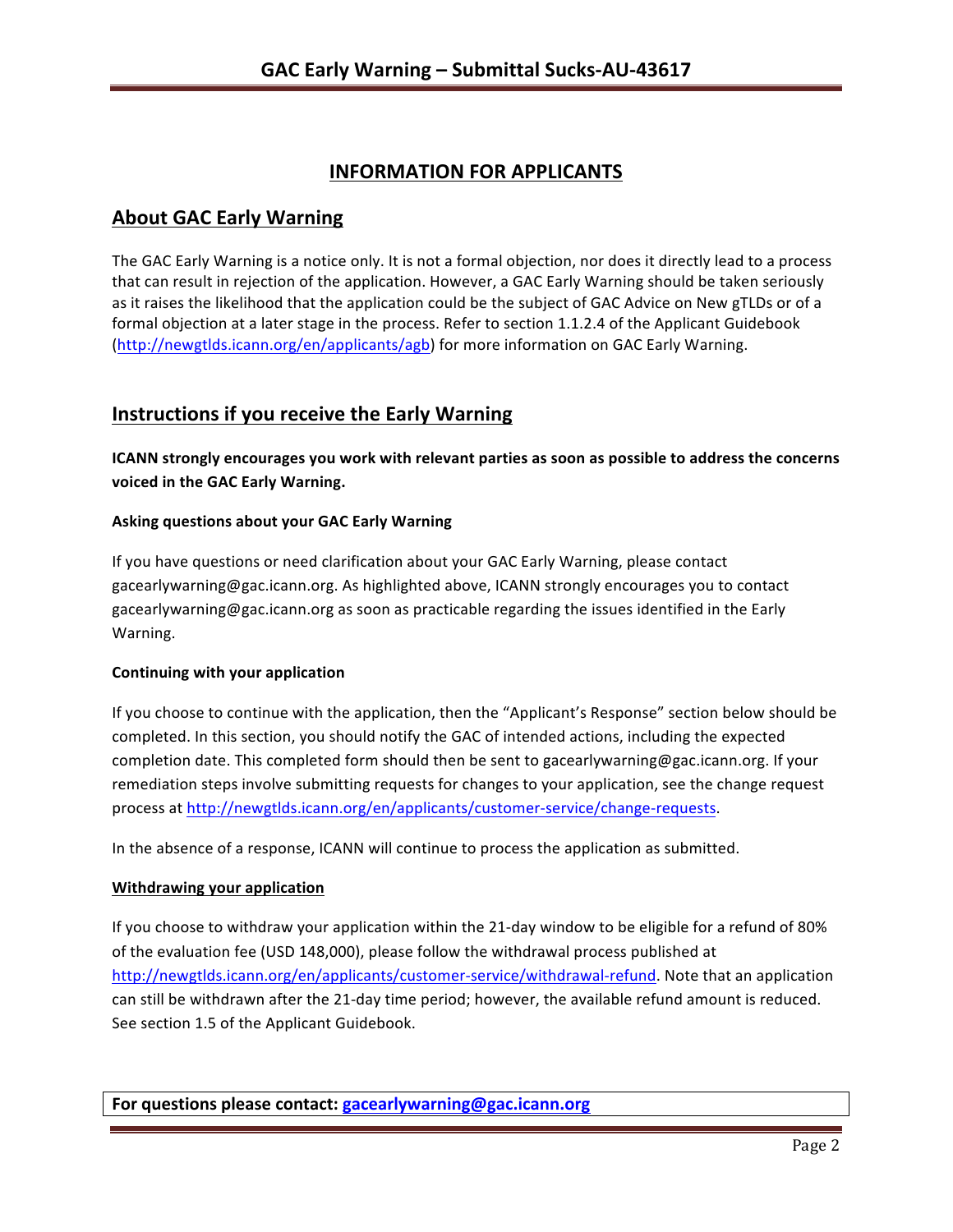## INFORMATION FOR APPLICANTS

## About GAC Early Warning

The GAC Early Warning is a notice only. It is not a formal objection, nor does it directly lead to a process that can result in rejection of the application. However, a GAC Early Warning should be taken seriously as it raises the likelihood that the application could be the subject of GAC Advice on New gTLDs or of a formal objection at a later stage in the process. Refer to section 1.1.2.4 of the Applicant Guidebook (http://newgtlds.icann.org/en/applicants/agb) for more information on GAC Early Warning.

## Instructions if you receive the Early Warning

**ICANN strongly encourages you work with relevant parties as soon as possible to address the concerns voiced in the GAC Early Warning.**

#### Asking questions about your GAC Early Warning

If you have questions or need clarification about your GAC Early Warning, please contact gacearlywarning@gac.icann.org. As highlighted above, ICANN strongly encourages you to contact gacearlywarning@gac.icann.org as soon as practicable regarding the issues identified in the Early Warning.

#### Continuing with your application

If you choose to continue with the application, then the "Applicant's Response" section below should be completed. In this section, you should notify the GAC of intended actions, including the expected completion date. This completed form should then be sent to gacearlywarning@gac.icann.org. If your remediation steps involve submitting requests for changes to your application, see the change request process at http://newgtlds.icann.org/en/applicants/customer-service/change-requests.

In the absence of a response, ICANN will continue to process the application as submitted.

#### Withdrawing your application

If you choose to withdraw your application within the 21-day window to be eligible for a refund of 80% of the evaluation fee (USD 148,000), please follow the withdrawal process published at http://newgtlds.icann.org/en/applicants/customer-service/withdrawal-refund. Note that an application can still be withdrawn after the 21-day time period; however, the available refund amount is reduced. See section 1.5 of the Applicant Guidebook.

**For questions please contact: gacearlywarning@gac.icann.org**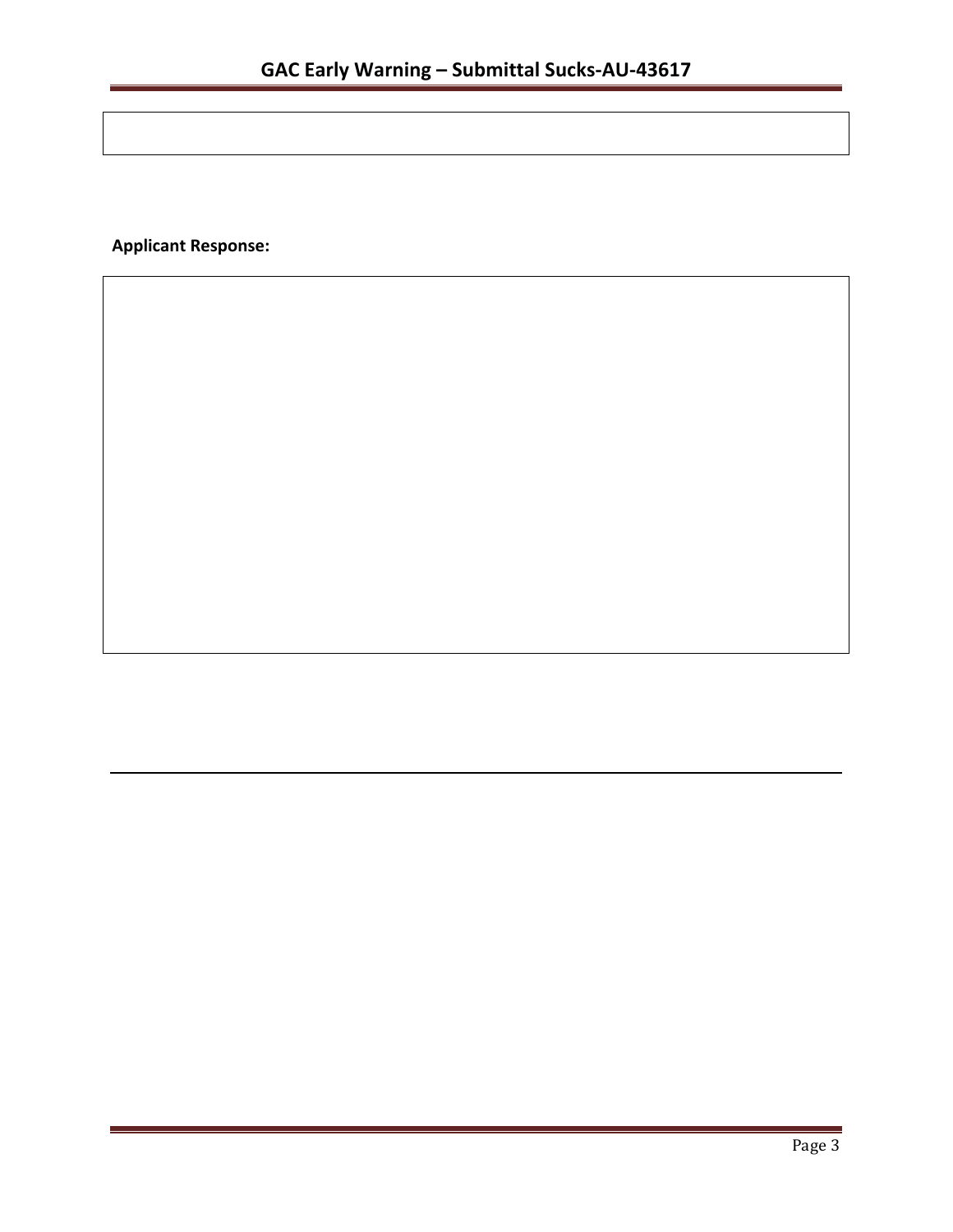**Applicant Response:**